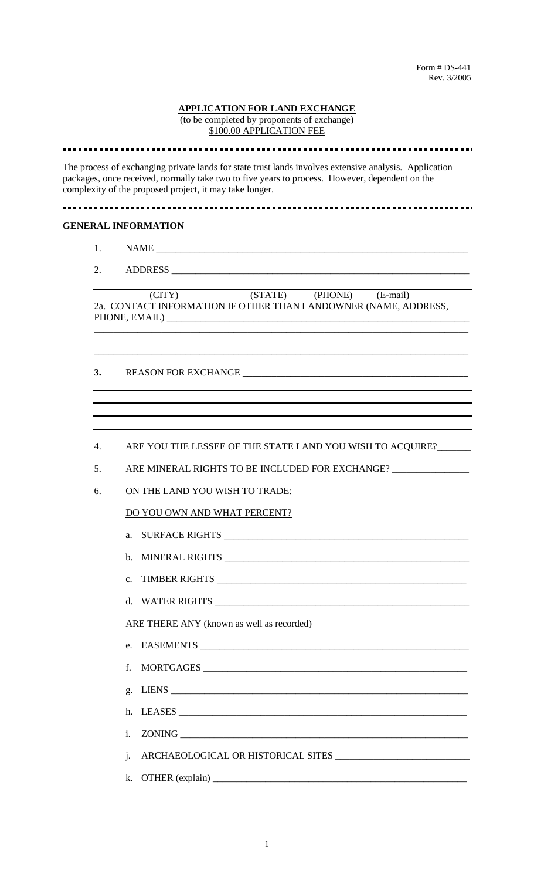Form # DS-441
Rev. 3/2005

# APPLICATION FOR LAND EXCHANGE

(to be completed by proponents of exchange)

$100.00 APPLICATION FEE

---

The process of exchanging private lands for state trust lands involves extensive analysis. Application packages, once received, normally take two to five years to process. However, dependent on the complexity of the proposed project, it may take longer.

---

**GENERAL INFORMATION**

1. NAME ______________________________________________

2. ADDRESS ______________________________________________

(CITY) (STATE) (PHONE) (E-mail)

2a. CONTACT INFORMATION IF OTHER THAN LANDOWNER (NAME, ADDRESS, PHONE, EMAIL) ______________________________________________

______________________________________________

______________________________________________

**3.** REASON FOR EXCHANGE ______________________________________________

______________________________________________

______________________________________________

______________________________________________

4. ARE YOU THE LESSEE OF THE STATE LAND YOU WISH TO ACQUIRE?______

5. ARE MINERAL RIGHTS TO BE INCLUDED FOR EXCHANGE? _______________

6. ON THE LAND YOU WISH TO TRADE:

   DO YOU OWN AND WHAT PERCENT?

   a. SURFACE RIGHTS ______________________________________________

   b. MINERAL RIGHTS ______________________________________________

   c. TIMBER RIGHTS ______________________________________________

   d. WATER RIGHTS ______________________________________________

   ARE THERE ANY (known as well as recorded)

   e. EASEMENTS ______________________________________________

   f. MORTGAGES ______________________________________________

   g. LIENS ______________________________________________

   h. LEASES ______________________________________________

   i. ZONING ______________________________________________

   j. ARCHAEOLOGICAL OR HISTORICAL SITES ___________________________

   k. OTHER (explain) ______________________________________________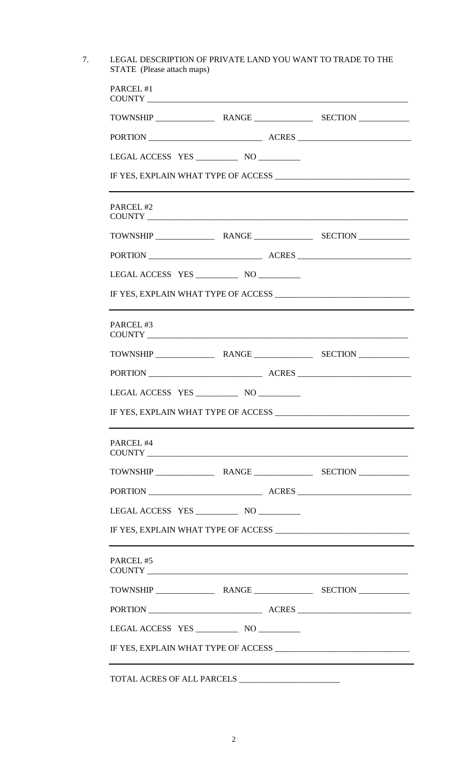7. LEGAL DESCRIPTION OF PRIVATE LAND YOU WANT TO TRADE TO THE STATE (Please attach maps)

PARCEL #1

COUNTY ____________________________________________________________

TOWNSHIP _____________ RANGE _____________ SECTION ___________

PORTION _________________________ ACRES _________________________

LEGAL ACCESS YES __________ NO __________

IF YES, EXPLAIN WHAT TYPE OF ACCESS ______________________________

---

PARCEL #2

COUNTY ____________________________________________________________

TOWNSHIP _____________ RANGE _____________ SECTION ___________

PORTION _________________________ ACRES _________________________

LEGAL ACCESS YES __________ NO __________

IF YES, EXPLAIN WHAT TYPE OF ACCESS ______________________________

---

PARCEL #3

COUNTY ____________________________________________________________

TOWNSHIP _____________ RANGE _____________ SECTION ___________

PORTION _________________________ ACRES _________________________

LEGAL ACCESS YES __________ NO __________

IF YES, EXPLAIN WHAT TYPE OF ACCESS ______________________________

---

PARCEL #4

COUNTY ____________________________________________________________

TOWNSHIP _____________ RANGE _____________ SECTION ___________

PORTION _________________________ ACRES _________________________

LEGAL ACCESS YES __________ NO __________

IF YES, EXPLAIN WHAT TYPE OF ACCESS ______________________________

---

PARCEL #5

COUNTY ____________________________________________________________

TOWNSHIP _____________ RANGE _____________ SECTION ___________

PORTION _________________________ ACRES _________________________

LEGAL ACCESS YES __________ NO __________

IF YES, EXPLAIN WHAT TYPE OF ACCESS ______________________________

---

TOTAL ACRES OF ALL PARCELS _______________________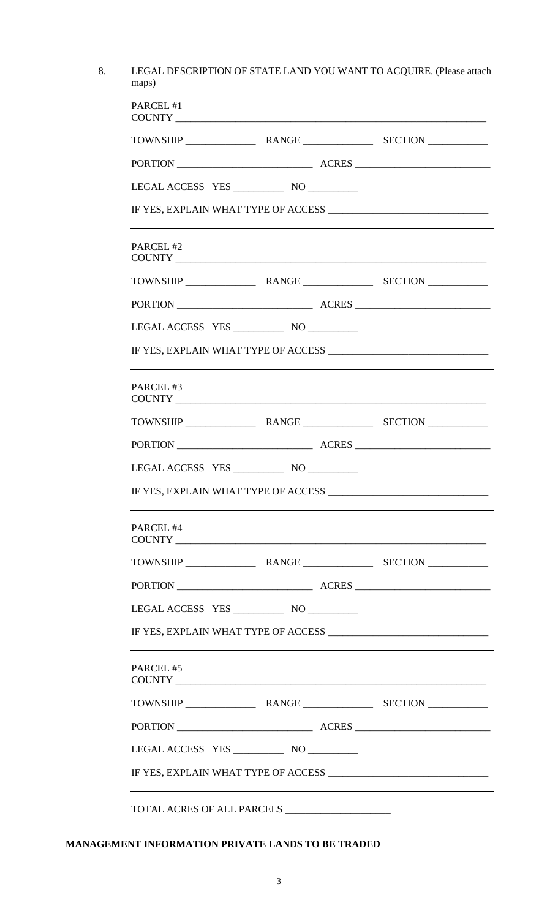8. LEGAL DESCRIPTION OF STATE LAND YOU WANT TO ACQUIRE. (Please attach maps)

PARCEL #1
COUNTY ____________________________________________________________

TOWNSHIP _____________ RANGE _____________ SECTION ___________

PORTION _________________________ ACRES _________________________

LEGAL ACCESS YES _________ NO _________

IF YES, EXPLAIN WHAT TYPE OF ACCESS ______________________________

---

PARCEL #2
COUNTY ____________________________________________________________

TOWNSHIP _____________ RANGE _____________ SECTION ___________

PORTION _________________________ ACRES _________________________

LEGAL ACCESS YES _________ NO _________

IF YES, EXPLAIN WHAT TYPE OF ACCESS ______________________________

---

PARCEL #3
COUNTY ____________________________________________________________

TOWNSHIP _____________ RANGE _____________ SECTION ___________

PORTION _________________________ ACRES _________________________

LEGAL ACCESS YES _________ NO _________

IF YES, EXPLAIN WHAT TYPE OF ACCESS ______________________________

---

PARCEL #4
COUNTY ____________________________________________________________

TOWNSHIP _____________ RANGE _____________ SECTION ___________

PORTION _________________________ ACRES _________________________

LEGAL ACCESS YES _________ NO _________

IF YES, EXPLAIN WHAT TYPE OF ACCESS ______________________________

---

PARCEL #5
COUNTY ____________________________________________________________

TOWNSHIP _____________ RANGE _____________ SECTION ___________

PORTION _________________________ ACRES _________________________

LEGAL ACCESS YES _________ NO _________

IF YES, EXPLAIN WHAT TYPE OF ACCESS ______________________________

---

TOTAL ACRES OF ALL PARCELS ____________________

**MANAGEMENT INFORMATION PRIVATE LANDS TO BE TRADED**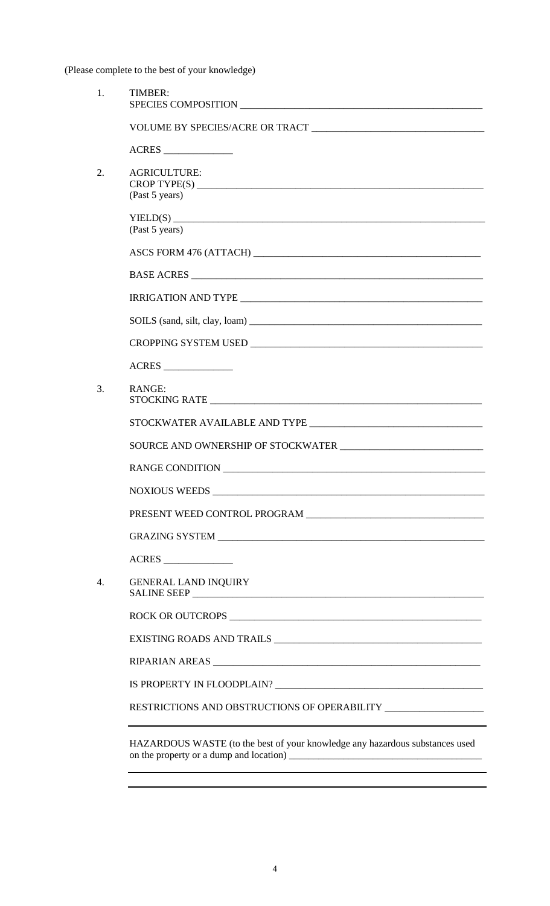(Please complete to the best of your knowledge)

1. TIMBER:
   SPECIES COMPOSITION ____________________________________________

   VOLUME BY SPECIES/ACRE OR TRACT ______________________________

   ACRES ______________

2. AGRICULTURE:
   CROP TYPE(S) ____________________________________________________
   (Past 5 years)

   YIELD(S) ________________________________________________________
   (Past 5 years)

   ASCS FORM 476 (ATTACH) __________________________________________

   BASE ACRES ______________________________________________________

   IRRIGATION AND TYPE _____________________________________________

   SOILS (sand, silt, clay, loam) ___________________________________

   CROPPING SYSTEM USED ____________________________________________

   ACRES ______________

3. RANGE:
   STOCKING RATE ___________________________________________________

   STOCKWATER AVAILABLE AND TYPE ___________________________________

   SOURCE AND OWNERSHIP OF STOCKWATER ______________________________

   RANGE CONDITION _________________________________________________

   NOXIOUS WEEDS ___________________________________________________

   PRESENT WEED CONTROL PROGRAM ____________________________________

   GRAZING SYSTEM __________________________________________________

   ACRES ______________

4. GENERAL LAND INQUIRY
   SALINE SEEP _____________________________________________________

   ROCK OR OUTCROPS ________________________________________________

   EXISTING ROADS AND TRAILS _______________________________________

   RIPARIAN AREAS __________________________________________________

   IS PROPERTY IN FLOODPLAIN? ______________________________________

   RESTRICTIONS AND OBSTRUCTIONS OF OPERABILITY ____________________

   ___________________________________________________________________

   HAZARDOUS WASTE (to the best of your knowledge any hazardous substances used on the property or a dump and location) _____________________________

   ___________________________________________________________________

   ___________________________________________________________________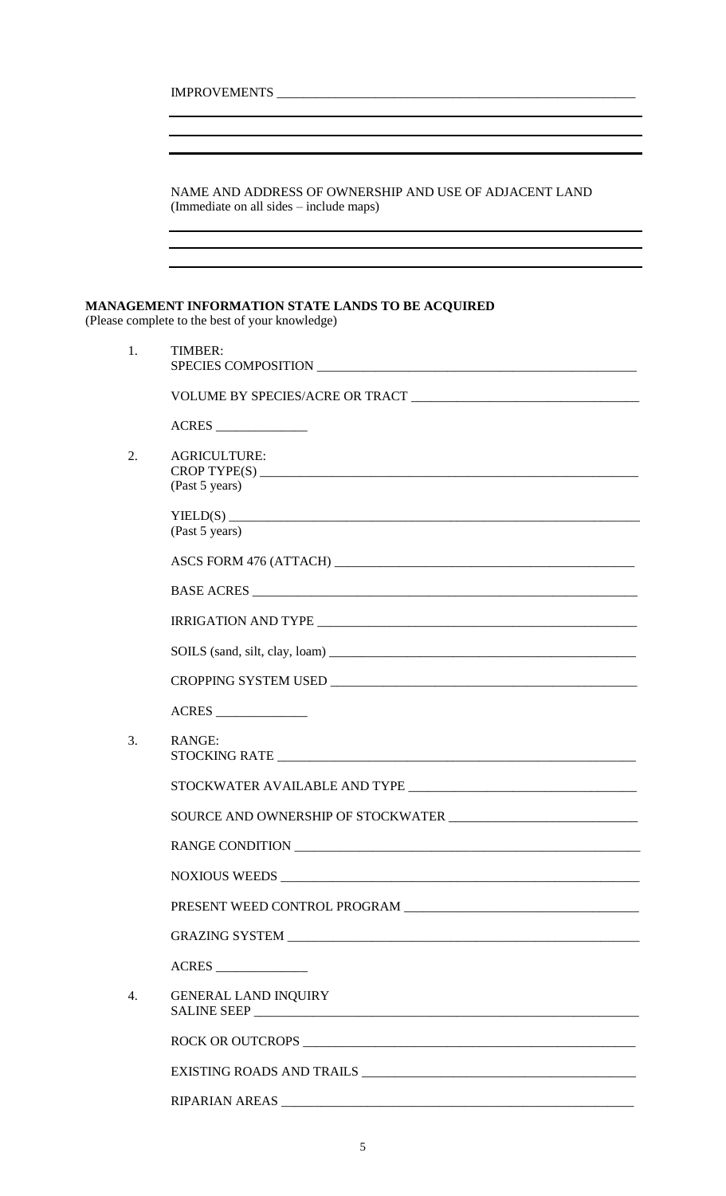IMPROVEMENTS ______________________________________________________

______________________________________________________________________

______________________________________________________________________

______________________________________________________________________

NAME AND ADDRESS OF OWNERSHIP AND USE OF ADJACENT LAND
(Immediate on all sides – include maps)

______________________________________________________________________

______________________________________________________________________

______________________________________________________________________

**MANAGEMENT INFORMATION STATE LANDS TO BE ACQUIRED**
(Please complete to the best of your knowledge)

1. TIMBER:
   SPECIES COMPOSITION ______________________________________________

   VOLUME BY SPECIES/ACRE OR TRACT ________________________________

   ACRES ______________

2. AGRICULTURE:
   CROP TYPE(S) ______________________________________________________
   (Past 5 years)

   YIELD(S) __________________________________________________________
   (Past 5 years)

   ASCS FORM 476 (ATTACH) ___________________________________________

   BASE ACRES _______________________________________________________

   IRRIGATION AND TYPE ______________________________________________

   SOILS (sand, silt, clay, loam) _____________________________________

   CROPPING SYSTEM USED _____________________________________________

   ACRES ______________

3. RANGE:
   STOCKING RATE ____________________________________________________

   STOCKWATER AVAILABLE AND TYPE ___________________________________

   SOURCE AND OWNERSHIP OF STOCKWATER ______________________________

   RANGE CONDITION __________________________________________________

   NOXIOUS WEEDS ____________________________________________________

   PRESENT WEED CONTROL PROGRAM ___________________________________

   GRAZING SYSTEM ___________________________________________________

   ACRES ______________

4. GENERAL LAND INQUIRY
   SALINE SEEP ______________________________________________________

   ROCK OR OUTCROPS _________________________________________________

   EXISTING ROADS AND TRAILS ________________________________________

   RIPARIAN AREAS ___________________________________________________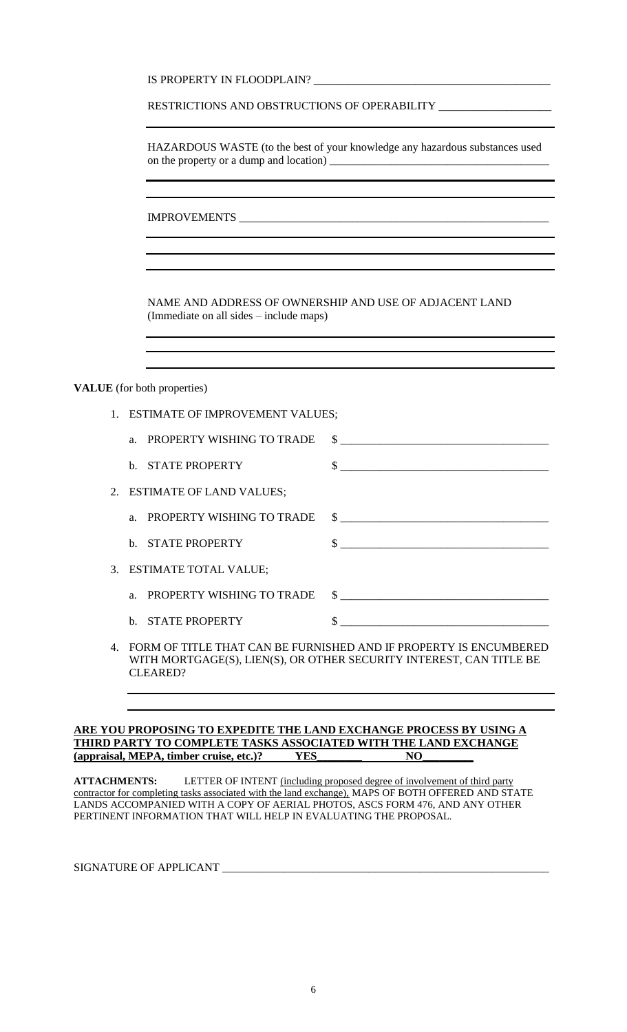IS PROPERTY IN FLOODPLAIN? ________________________________________

RESTRICTIONS AND OBSTRUCTIONS OF OPERABILITY ___________________

HAZARDOUS WASTE (to the best of your knowledge any hazardous substances used on the property or a dump and location) ______________________________________

IMPROVEMENTS _______________________________________________________

NAME AND ADDRESS OF OWNERSHIP AND USE OF ADJACENT LAND (Immediate on all sides – include maps)

**VALUE** (for both properties)

1. ESTIMATE OF IMPROVEMENT VALUES;
   a. PROPERTY WISHING TO TRADE $ ___________________________________
   b. STATE PROPERTY $ ___________________________________
2. ESTIMATE OF LAND VALUES;
   a. PROPERTY WISHING TO TRADE $ ___________________________________
   b. STATE PROPERTY $ ___________________________________
3. ESTIMATE TOTAL VALUE;
   a. PROPERTY WISHING TO TRADE $ ___________________________________
   b. STATE PROPERTY $ ___________________________________
4. FORM OF TITLE THAT CAN BE FURNISHED AND IF PROPERTY IS ENCUMBERED WITH MORTGAGE(S), LIEN(S), OR OTHER SECURITY INTEREST, CAN TITLE BE CLEARED?

**ARE YOU PROPOSING TO EXPEDITE THE LAND EXCHANGE PROCESS BY USING A THIRD PARTY TO COMPLETE TASKS ASSOCIATED WITH THE LAND EXCHANGE (appraisal, MEPA, timber cruise, etc.)? YES________ NO_________**

**ATTACHMENTS:** LETTER OF INTENT (including proposed degree of involvement of third party contractor for completing tasks associated with the land exchange), MAPS OF BOTH OFFERED AND STATE LANDS ACCOMPANIED WITH A COPY OF AERIAL PHOTOS, ASCS FORM 476, AND ANY OTHER PERTINENT INFORMATION THAT WILL HELP IN EVALUATING THE PROPOSAL.

SIGNATURE OF APPLICANT ___________________________________________________________